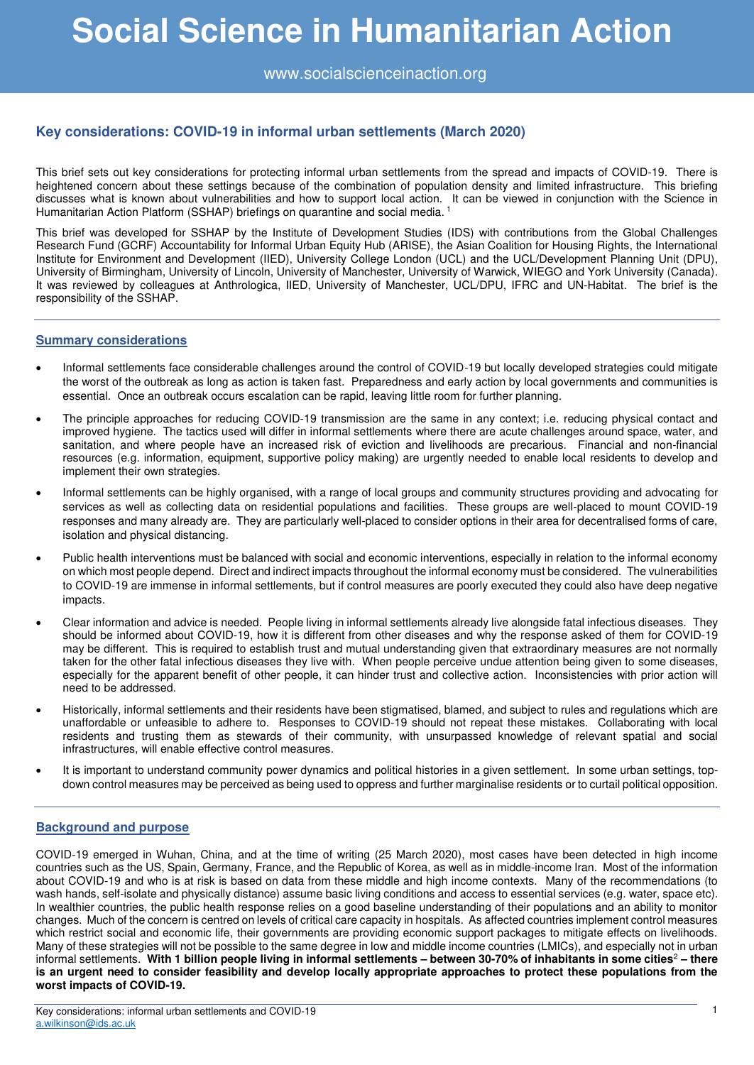# Social Science in Humanitarian Action

www.socialscienceinaction.org

## Key considerations: COVID-19 in informal urban settlements (March 2020)

This brief sets out key considerations for protecting informal urban settlements from the spread and impacts of COVID-19. There is heightened concern about these settings because of the combination of population density and limited infrastructure. This briefing discusses what is known about vulnerabilities and how to support local action. It can be viewed in conjunction with the Science in Humanitarian Action Platform (SSHAP) briefings on quarantine and social media. [1]

This brief was developed for SSHAP by the Institute of Development Studies (IDS) with contributions from the Global Challenges Research Fund (GCRF) Accountability for Informal Urban Equity Hub (ARISE), the Asian Coalition for Housing Rights, the International Institute for Environment and Development (IIED), University College London (UCL) and the UCL/Development Planning Unit (DPU), University of Birmingham, University of Lincoln, University of Manchester, University of Warwick, WIEGO and York University (Canada). It was reviewed by colleagues at Anthrologica, IIED, University of Manchester, UCL/DPU, IFRC and UN-Habitat. The brief is the responsibility of the SSHAP.

### Summary considerations

- Informal settlements face considerable challenges around the control of COVID-19 but locally developed strategies could mitigate the worst of the outbreak as long as action is taken fast. Preparedness and early action by local governments and communities is essential. Once an outbreak occurs escalation can be rapid, leaving little room for further planning.
- The principle approaches for reducing COVID-19 transmission are the same in any context; i.e. reducing physical contact and improved hygiene. The tactics used will differ in informal settlements where there are acute challenges around space, water, and sanitation, and where people have an increased risk of eviction and livelihoods are precarious. Financial and non-financial resources (e.g. information, equipment, supportive policy making) are urgently needed to enable local residents to develop and implement their own strategies.
- Informal settlements can be highly organised, with a range of local groups and community structures providing and advocating for services as well as collecting data on residential populations and facilities. These groups are well-placed to mount COVID-19 responses and many already are. They are particularly well-placed to consider options in their area for decentralised forms of care, isolation and physical distancing.
- Public health interventions must be balanced with social and economic interventions, especially in relation to the informal economy on which most people depend. Direct and indirect impacts throughout the informal economy must be considered. The vulnerabilities to COVID-19 are immense in informal settlements, but if control measures are poorly executed they could also have deep negative impacts.
- Clear information and advice is needed. People living in informal settlements already live alongside fatal infectious diseases. They should be informed about COVID-19, how it is different from other diseases and why the response asked of them for COVID-19 may be different. This is required to establish trust and mutual understanding given that extraordinary measures are not normally taken for the other fatal infectious diseases they live with. When people perceive undue attention being given to some diseases, especially for the apparent benefit of other people, it can hinder trust and collective action. Inconsistencies with prior action will need to be addressed.
- Historically, informal settlements and their residents have been stigmatised, blamed, and subject to rules and regulations which are unaffordable or unfeasible to adhere to. Responses to COVID-19 should not repeat these mistakes. Collaborating with local residents and trusting them as stewards of their community, with unsurpassed knowledge of relevant spatial and social infrastructures, will enable effective control measures.
- It is important to understand community power dynamics and political histories in a given settlement. In some urban settings, top-down control measures may be perceived as being used to oppress and further marginalise residents or to curtail political opposition.

### Background and purpose

COVID-19 emerged in Wuhan, China, and at the time of writing (25 March 2020), most cases have been detected in high income countries such as the US, Spain, Germany, France, and the Republic of Korea, as well as in middle-income Iran. Most of the information about COVID-19 and who is at risk is based on data from these middle and high income contexts. Many of the recommendations (to wash hands, self-isolate and physically distance) assume basic living conditions and access to essential services (e.g. water, space etc). In wealthier countries, the public health response relies on a good baseline understanding of their populations and an ability to monitor changes. Much of the concern is centred on levels of critical care capacity in hospitals. As affected countries implement control measures which restrict social and economic life, their governments are providing economic support packages to mitigate effects on livelihoods. Many of these strategies will not be possible to the same degree in low and middle income countries (LMICs), and especially not in urban informal settlements. **With 1 billion people living in informal settlements – between 30-70% of inhabitants in some cities[2] – there is an urgent need to consider feasibility and develop locally appropriate approaches to protect these populations from the worst impacts of COVID-19.**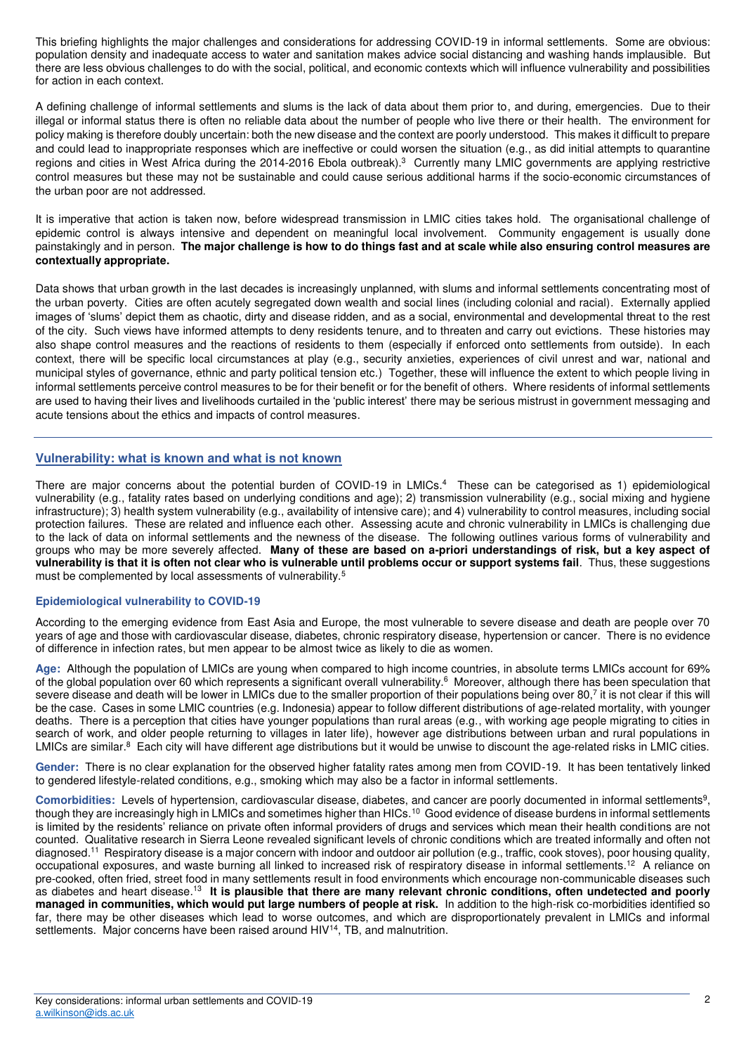This briefing highlights the major challenges and considerations for addressing COVID-19 in informal settlements. Some are obvious: population density and inadequate access to water and sanitation makes advice social distancing and washing hands implausible. But there are less obvious challenges to do with the social, political, and economic contexts which will influence vulnerability and possibilities for action in each context.

A defining challenge of informal settlements and slums is the lack of data about them prior to, and during, emergencies. Due to their illegal or informal status there is often no reliable data about the number of people who live there or their health. The environment for policy making is therefore doubly uncertain: both the new disease and the context are poorly understood. This makes it difficult to prepare and could lead to inappropriate responses which are ineffective or could worsen the situation (e.g., as did initial attempts to quarantine regions and cities in West Africa during the 2014-2016 Ebola outbreak).[3] Currently many LMIC governments are applying restrictive control measures but these may not be sustainable and could cause serious additional harms if the socio-economic circumstances of the urban poor are not addressed.

It is imperative that action is taken now, before widespread transmission in LMIC cities takes hold. The organisational challenge of epidemic control is always intensive and dependent on meaningful local involvement. Community engagement is usually done painstakingly and in person. **The major challenge is how to do things fast and at scale while also ensuring control measures are contextually appropriate.**

Data shows that urban growth in the last decades is increasingly unplanned, with slums and informal settlements concentrating most of the urban poverty. Cities are often acutely segregated down wealth and social lines (including colonial and racial). Externally applied images of 'slums' depict them as chaotic, dirty and disease ridden, and as a social, environmental and developmental threat to the rest of the city. Such views have informed attempts to deny residents tenure, and to threaten and carry out evictions. These histories may also shape control measures and the reactions of residents to them (especially if enforced onto settlements from outside). In each context, there will be specific local circumstances at play (e.g., security anxieties, experiences of civil unrest and war, national and municipal styles of governance, ethnic and party political tension etc.) Together, these will influence the extent to which people living in informal settlements perceive control measures to be for their benefit or for the benefit of others. Where residents of informal settlements are used to having their lives and livelihoods curtailed in the 'public interest' there may be serious mistrust in government messaging and acute tensions about the ethics and impacts of control measures.

## Vulnerability: what is known and what is not known

There are major concerns about the potential burden of COVID-19 in LMICs.[4] These can be categorised as 1) epidemiological vulnerability (e.g., fatality rates based on underlying conditions and age); 2) transmission vulnerability (e.g., social mixing and hygiene infrastructure); 3) health system vulnerability (e.g., availability of intensive care); and 4) vulnerability to control measures, including social protection failures. These are related and influence each other. Assessing acute and chronic vulnerability in LMICs is challenging due to the lack of data on informal settlements and the newness of the disease. The following outlines various forms of vulnerability and groups who may be more severely affected. **Many of these are based on a-priori understandings of risk, but a key aspect of vulnerability is that it is often not clear who is vulnerable until problems occur or support systems fail**. Thus, these suggestions must be complemented by local assessments of vulnerability.[5]

### Epidemiological vulnerability to COVID-19

According to the emerging evidence from East Asia and Europe, the most vulnerable to severe disease and death are people over 70 years of age and those with cardiovascular disease, diabetes, chronic respiratory disease, hypertension or cancer. There is no evidence of difference in infection rates, but men appear to be almost twice as likely to die as women.

**Age:** Although the population of LMICs are young when compared to high income countries, in absolute terms LMICs account for 69% of the global population over 60 which represents a significant overall vulnerability.[6] Moreover, although there has been speculation that severe disease and death will be lower in LMICs due to the smaller proportion of their populations being over 80,[7] it is not clear if this will be the case. Cases in some LMIC countries (e.g. Indonesia) appear to follow different distributions of age-related mortality, with younger deaths. There is a perception that cities have younger populations than rural areas (e.g., with working age people migrating to cities in search of work, and older people returning to villages in later life), however age distributions between urban and rural populations in LMICs are similar.[8] Each city will have different age distributions but it would be unwise to discount the age-related risks in LMIC cities.

**Gender:** There is no clear explanation for the observed higher fatality rates among men from COVID-19. It has been tentatively linked to gendered lifestyle-related conditions, e.g., smoking which may also be a factor in informal settlements.

**Comorbidities:** Levels of hypertension, cardiovascular disease, diabetes, and cancer are poorly documented in informal settlements[9], though they are increasingly high in LMICs and sometimes higher than HICs.[10] Good evidence of disease burdens in informal settlements is limited by the residents' reliance on private often informal providers of drugs and services which mean their health conditions are not counted. Qualitative research in Sierra Leone revealed significant levels of chronic conditions which are treated informally and often not diagnosed.[11] Respiratory disease is a major concern with indoor and outdoor air pollution (e.g., traffic, cook stoves), poor housing quality, occupational exposures, and waste burning all linked to increased risk of respiratory disease in informal settlements.[12] A reliance on pre-cooked, often fried, street food in many settlements result in food environments which encourage non-communicable diseases such as diabetes and heart disease.[13] **It is plausible that there are many relevant chronic conditions, often undetected and poorly managed in communities, which would put large numbers of people at risk.** In addition to the high-risk co-morbidities identified so far, there may be other diseases which lead to worse outcomes, and which are disproportionately prevalent in LMICs and informal settlements. Major concerns have been raised around HIV[14], TB, and malnutrition.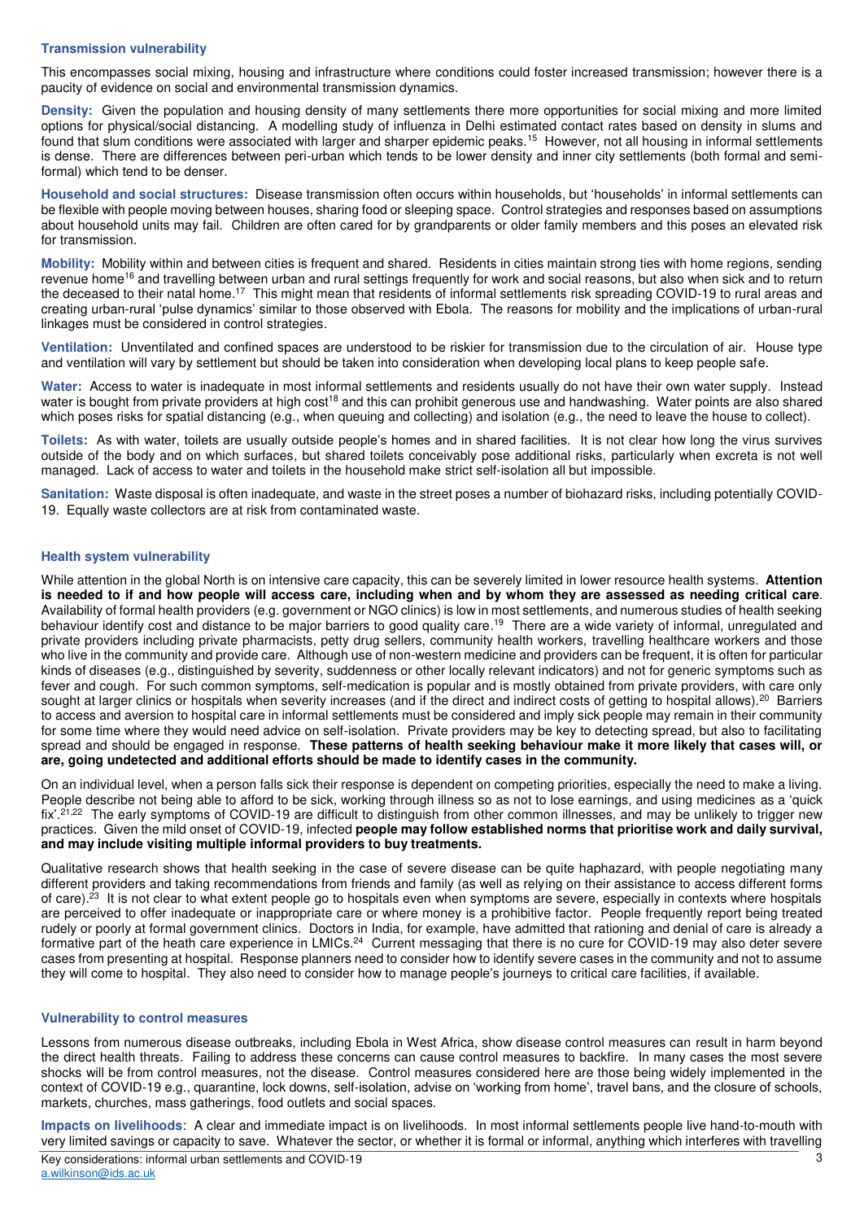### Transmission vulnerability

This encompasses social mixing, housing and infrastructure where conditions could foster increased transmission; however there is a paucity of evidence on social and environmental transmission dynamics.

**Density:** Given the population and housing density of many settlements there more opportunities for social mixing and more limited options for physical/social distancing. A modelling study of influenza in Delhi estimated contact rates based on density in slums and found that slum conditions were associated with larger and sharper epidemic peaks.[15] However, not all housing in informal settlements is dense. There are differences between peri-urban which tends to be lower density and inner city settlements (both formal and semi-formal) which tend to be denser.

**Household and social structures:** Disease transmission often occurs within households, but 'households' in informal settlements can be flexible with people moving between houses, sharing food or sleeping space. Control strategies and responses based on assumptions about household units may fail. Children are often cared for by grandparents or older family members and this poses an elevated risk for transmission.

**Mobility:** Mobility within and between cities is frequent and shared. Residents in cities maintain strong ties with home regions, sending revenue home[16] and travelling between urban and rural settings frequently for work and social reasons, but also when sick and to return the deceased to their natal home.[17] This might mean that residents of informal settlements risk spreading COVID-19 to rural areas and creating urban-rural 'pulse dynamics' similar to those observed with Ebola. The reasons for mobility and the implications of urban-rural linkages must be considered in control strategies.

**Ventilation:** Unventilated and confined spaces are understood to be riskier for transmission due to the circulation of air. House type and ventilation will vary by settlement but should be taken into consideration when developing local plans to keep people safe.

**Water:** Access to water is inadequate in most informal settlements and residents usually do not have their own water supply. Instead water is bought from private providers at high cost[18] and this can prohibit generous use and handwashing. Water points are also shared which poses risks for spatial distancing (e.g., when queuing and collecting) and isolation (e.g., the need to leave the house to collect).

**Toilets:** As with water, toilets are usually outside people's homes and in shared facilities. It is not clear how long the virus survives outside of the body and on which surfaces, but shared toilets conceivably pose additional risks, particularly when excreta is not well managed. Lack of access to water and toilets in the household make strict self-isolation all but impossible.

**Sanitation:** Waste disposal is often inadequate, and waste in the street poses a number of biohazard risks, including potentially COVID-19. Equally waste collectors are at risk from contaminated waste.

### Health system vulnerability

While attention in the global North is on intensive care capacity, this can be severely limited in lower resource health systems. **Attention is needed to if and how people will access care, including when and by whom they are assessed as needing critical care**. Availability of formal health providers (e.g. government or NGO clinics) is low in most settlements, and numerous studies of health seeking behaviour identify cost and distance to be major barriers to good quality care.[19] There are a wide variety of informal, unregulated and private providers including private pharmacists, petty drug sellers, community health workers, travelling healthcare workers and those who live in the community and provide care. Although use of non-western medicine and providers can be frequent, it is often for particular kinds of diseases (e.g., distinguished by severity, suddenness or other locally relevant indicators) and not for generic symptoms such as fever and cough. For such common symptoms, self-medication is popular and is mostly obtained from private providers, with care only sought at larger clinics or hospitals when severity increases (and if the direct and indirect costs of getting to hospital allows).[20] Barriers to access and aversion to hospital care in informal settlements must be considered and imply sick people may remain in their community for some time where they would need advice on self-isolation. Private providers may be key to detecting spread, but also to facilitating spread and should be engaged in response. **These patterns of health seeking behaviour make it more likely that cases will, or are, going undetected and additional efforts should be made to identify cases in the community.**

On an individual level, when a person falls sick their response is dependent on competing priorities, especially the need to make a living. People describe not being able to afford to be sick, working through illness so as not to lose earnings, and using medicines as a 'quick fix'.[21,22] The early symptoms of COVID-19 are difficult to distinguish from other common illnesses, and may be unlikely to trigger new practices. Given the mild onset of COVID-19, infected **people may follow established norms that prioritise work and daily survival, and may include visiting multiple informal providers to buy treatments.**

Qualitative research shows that health seeking in the case of severe disease can be quite haphazard, with people negotiating many different providers and taking recommendations from friends and family (as well as relying on their assistance to access different forms of care).[23] It is not clear to what extent people go to hospitals even when symptoms are severe, especially in contexts where hospitals are perceived to offer inadequate or inappropriate care or where money is a prohibitive factor. People frequently report being treated rudely or poorly at formal government clinics. Doctors in India, for example, have admitted that rationing and denial of care is already a formative part of the heath care experience in LMICs.[24] Current messaging that there is no cure for COVID-19 may also deter severe cases from presenting at hospital. Response planners need to consider how to identify severe cases in the community and not to assume they will come to hospital. They also need to consider how to manage people's journeys to critical care facilities, if available.

### Vulnerability to control measures

Lessons from numerous disease outbreaks, including Ebola in West Africa, show disease control measures can result in harm beyond the direct health threats. Failing to address these concerns can cause control measures to backfire. In many cases the most severe shocks will be from control measures, not the disease. Control measures considered here are those being widely implemented in the context of COVID-19 e.g., quarantine, lock downs, self-isolation, advise on 'working from home', travel bans, and the closure of schools, markets, churches, mass gatherings, food outlets and social spaces.

**Impacts on livelihoods**: A clear and immediate impact is on livelihoods. In most informal settlements people live hand-to-mouth with very limited savings or capacity to save. Whatever the sector, or whether it is formal or informal, anything which interferes with travelling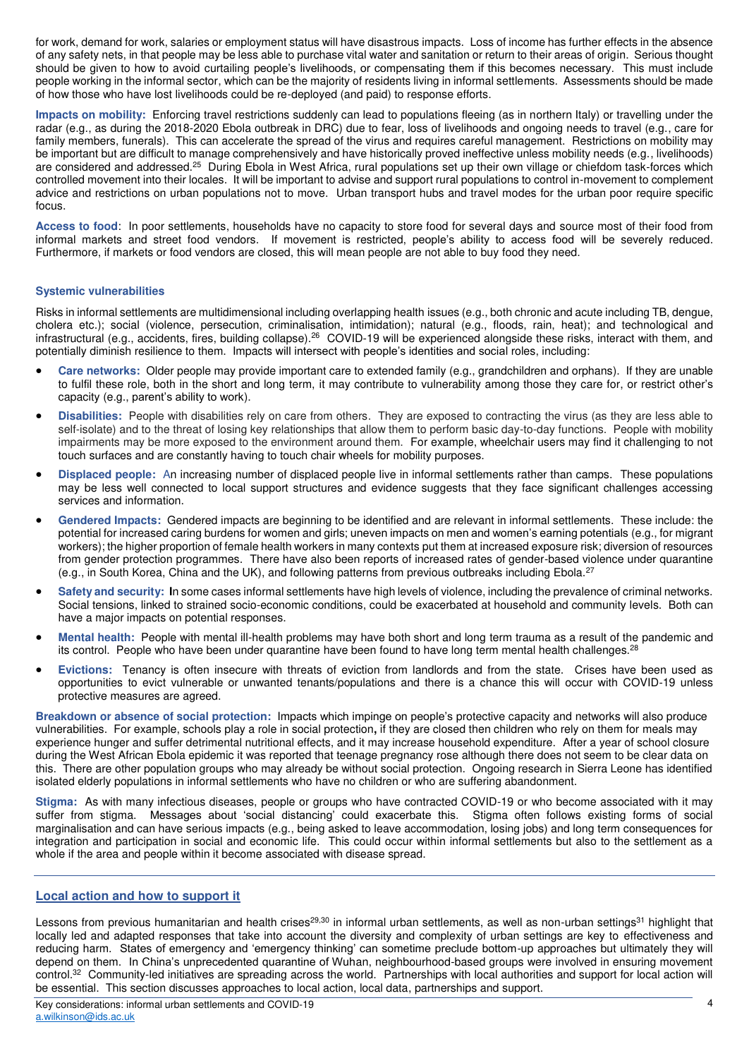for work, demand for work, salaries or employment status will have disastrous impacts. Loss of income has further effects in the absence of any safety nets, in that people may be less able to purchase vital water and sanitation or return to their areas of origin. Serious thought should be given to how to avoid curtailing people's livelihoods, or compensating them if this becomes necessary. This must include people working in the informal sector, which can be the majority of residents living in informal settlements. Assessments should be made of how those who have lost livelihoods could be re-deployed (and paid) to response efforts.

**Impacts on mobility:** Enforcing travel restrictions suddenly can lead to populations fleeing (as in northern Italy) or travelling under the radar (e.g., as during the 2018-2020 Ebola outbreak in DRC) due to fear, loss of livelihoods and ongoing needs to travel (e.g., care for family members, funerals). This can accelerate the spread of the virus and requires careful management. Restrictions on mobility may be important but are difficult to manage comprehensively and have historically proved ineffective unless mobility needs (e.g., livelihoods) are considered and addressed.[25] During Ebola in West Africa, rural populations set up their own village or chiefdom task-forces which controlled movement into their locales. It will be important to advise and support rural populations to control in-movement to complement advice and restrictions on urban populations not to move. Urban transport hubs and travel modes for the urban poor require specific focus.

**Access to food**: In poor settlements, households have no capacity to store food for several days and source most of their food from informal markets and street food vendors. If movement is restricted, people's ability to access food will be severely reduced. Furthermore, if markets or food vendors are closed, this will mean people are not able to buy food they need.

### Systemic vulnerabilities

Risks in informal settlements are multidimensional including overlapping health issues (e.g., both chronic and acute including TB, dengue, cholera etc.); social (violence, persecution, criminalisation, intimidation); natural (e.g., floods, rain, heat); and technological and infrastructural (e.g., accidents, fires, building collapse).[26] COVID-19 will be experienced alongside these risks, interact with them, and potentially diminish resilience to them. Impacts will intersect with people's identities and social roles, including:

- **Care networks:** Older people may provide important care to extended family (e.g., grandchildren and orphans). If they are unable to fulfil these role, both in the short and long term, it may contribute to vulnerability among those they care for, or restrict other's capacity (e.g., parent's ability to work).
- **Disabilities:** People with disabilities rely on care from others. They are exposed to contracting the virus (as they are less able to self-isolate) and to the threat of losing key relationships that allow them to perform basic day-to-day functions. People with mobility impairments may be more exposed to the environment around them. For example, wheelchair users may find it challenging to not touch surfaces and are constantly having to touch chair wheels for mobility purposes.
- **Displaced people:** An increasing number of displaced people live in informal settlements rather than camps. These populations may be less well connected to local support structures and evidence suggests that they face significant challenges accessing services and information.
- **Gendered Impacts:** Gendered impacts are beginning to be identified and are relevant in informal settlements. These include: the potential for increased caring burdens for women and girls; uneven impacts on men and women's earning potentials (e.g., for migrant workers); the higher proportion of female health workers in many contexts put them at increased exposure risk; diversion of resources from gender protection programmes. There have also been reports of increased rates of gender-based violence under quarantine (e.g., in South Korea, China and the UK), and following patterns from previous outbreaks including Ebola.[27]
- **Safety and security:** In some cases informal settlements have high levels of violence, including the prevalence of criminal networks. Social tensions, linked to strained socio-economic conditions, could be exacerbated at household and community levels. Both can have a major impacts on potential responses.
- **Mental health:** People with mental ill-health problems may have both short and long term trauma as a result of the pandemic and its control. People who have been under quarantine have been found to have long term mental health challenges.[28]
- **Evictions:** Tenancy is often insecure with threats of eviction from landlords and from the state. Crises have been used as opportunities to evict vulnerable or unwanted tenants/populations and there is a chance this will occur with COVID-19 unless protective measures are agreed.

**Breakdown or absence of social protection:** Impacts which impinge on people's protective capacity and networks will also produce vulnerabilities. For example, schools play a role in social protection**,** if they are closed then children who rely on them for meals may experience hunger and suffer detrimental nutritional effects, and it may increase household expenditure. After a year of school closure during the West African Ebola epidemic it was reported that teenage pregnancy rose although there does not seem to be clear data on this. There are other population groups who may already be without social protection. Ongoing research in Sierra Leone has identified isolated elderly populations in informal settlements who have no children or who are suffering abandonment.

**Stigma:** As with many infectious diseases, people or groups who have contracted COVID-19 or who become associated with it may suffer from stigma. Messages about 'social distancing' could exacerbate this. Stigma often follows existing forms of social marginalisation and can have serious impacts (e.g., being asked to leave accommodation, losing jobs) and long term consequences for integration and participation in social and economic life. This could occur within informal settlements but also to the settlement as a whole if the area and people within it become associated with disease spread.

## Local action and how to support it

Lessons from previous humanitarian and health crises[29,30] in informal urban settlements, as well as non-urban settings[31] highlight that locally led and adapted responses that take into account the diversity and complexity of urban settings are key to effectiveness and reducing harm. States of emergency and 'emergency thinking' can sometime preclude bottom-up approaches but ultimately they will depend on them. In China's unprecedented quarantine of Wuhan, neighbourhood-based groups were involved in ensuring movement control.[32] Community-led initiatives are spreading across the world. Partnerships with local authorities and support for local action will be essential. This section discusses approaches to local action, local data, partnerships and support.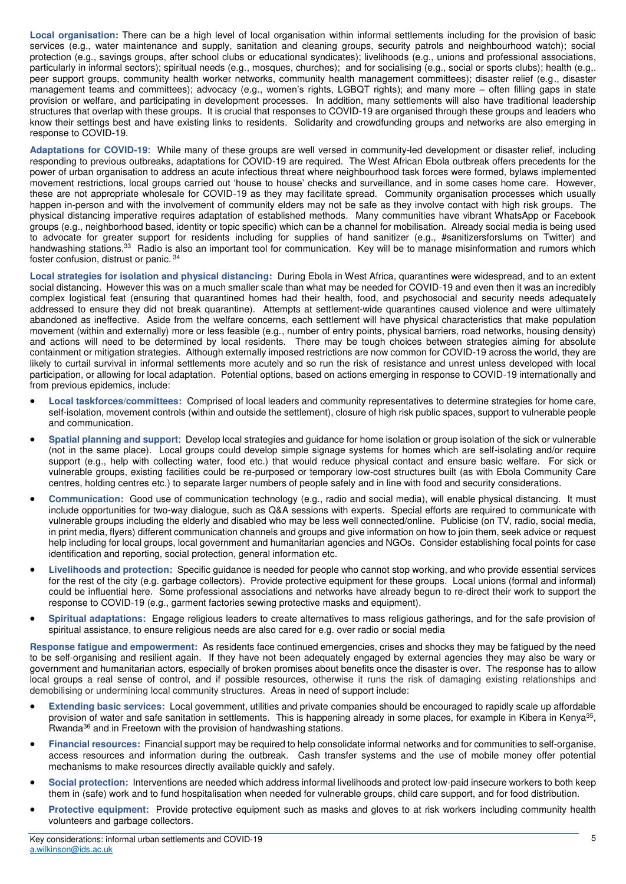**Local organisation:** There can be a high level of local organisation within informal settlements including for the provision of basic services (e.g., water maintenance and supply, sanitation and cleaning groups, security patrols and neighbourhood watch); social protection (e.g., savings groups, after school clubs or educational syndicates); livelihoods (e.g., unions and professional associations, particularly in informal sectors); spiritual needs (e.g., mosques, churches); and for socialising (e.g., social or sports clubs); health (e.g,. peer support groups, community health worker networks, community health management committees); disaster relief (e.g., disaster management teams and committees); advocacy (e.g., women's rights, LGBQT rights); and many more – often filling gaps in state provision or welfare, and participating in development processes. In addition, many settlements will also have traditional leadership structures that overlap with these groups. It is crucial that responses to COVID-19 are organised through these groups and leaders who know their settings best and have existing links to residents. Solidarity and crowdfunding groups and networks are also emerging in response to COVID-19.

**Adaptations for COVID-19**: While many of these groups are well versed in community-led development or disaster relief, including responding to previous outbreaks, adaptations for COVID-19 are required. The West African Ebola outbreak offers precedents for the power of urban organisation to address an acute infectious threat where neighbourhood task forces were formed, bylaws implemented movement restrictions, local groups carried out 'house to house' checks and surveillance, and in some cases home care. However, these are not appropriate wholesale for COVID-19 as they may facilitate spread. Community organisation processes which usually happen in-person and with the involvement of community elders may not be safe as they involve contact with high risk groups. The physical distancing imperative requires adaptation of established methods. Many communities have vibrant WhatsApp or Facebook groups (e.g., neighborhood based, identity or topic specific) which can be a channel for mobilisation. Already social media is being used to advocate for greater support for residents including for supplies of hand sanitizer (e.g., #sanitizersforslums on Twitter) and handwashing stations.[33] Radio is also an important tool for communication. Key will be to manage misinformation and rumors which foster confusion, distrust or panic.[34]

**Local strategies for isolation and physical distancing:** During Ebola in West Africa, quarantines were widespread, and to an extent social distancing. However this was on a much smaller scale than what may be needed for COVID-19 and even then it was an incredibly complex logistical feat (ensuring that quarantined homes had their health, food, and psychosocial and security needs adequately addressed to ensure they did not break quarantine). Attempts at settlement-wide quarantines caused violence and were ultimately abandoned as ineffective. Aside from the welfare concerns, each settlement will have physical characteristics that make population movement (within and externally) more or less feasible (e.g., number of entry points, physical barriers, road networks, housing density) and actions will need to be determined by local residents. There may be tough choices between strategies aiming for absolute containment or mitigation strategies. Although externally imposed restrictions are now common for COVID-19 across the world, they are likely to curtail survival in informal settlements more acutely and so run the risk of resistance and unrest unless developed with local participation, or allowing for local adaptation. Potential options, based on actions emerging in response to COVID-19 internationally and from previous epidemics, include:

- **Local taskforces/committees:** Comprised of local leaders and community representatives to determine strategies for home care, self-isolation, movement controls (within and outside the settlement), closure of high risk public spaces, support to vulnerable people and communication.
- **Spatial planning and support**: Develop local strategies and guidance for home isolation or group isolation of the sick or vulnerable (not in the same place). Local groups could develop simple signage systems for homes which are self-isolating and/or require support (e.g., help with collecting water, food etc.) that would reduce physical contact and ensure basic welfare. For sick or vulnerable groups, existing facilities could be re-purposed or temporary low-cost structures built (as with Ebola Community Care centres, holding centres etc.) to separate larger numbers of people safely and in line with food and security considerations.
- **Communication:** Good use of communication technology (e.g., radio and social media), will enable physical distancing. It must include opportunities for two-way dialogue, such as Q&A sessions with experts. Special efforts are required to communicate with vulnerable groups including the elderly and disabled who may be less well connected/online. Publicise (on TV, radio, social media, in print media, flyers) different communication channels and groups and give information on how to join them, seek advice or request help including for local groups, local government and humanitarian agencies and NGOs. Consider establishing focal points for case identification and reporting, social protection, general information etc.
- **Livelihoods and protection:** Specific guidance is needed for people who cannot stop working, and who provide essential services for the rest of the city (e.g. garbage collectors). Provide protective equipment for these groups. Local unions (formal and informal) could be influential here. Some professional associations and networks have already begun to re-direct their work to support the response to COVID-19 (e.g., garment factories sewing protective masks and equipment).
- **Spiritual adaptations:** Engage religious leaders to create alternatives to mass religious gatherings, and for the safe provision of spiritual assistance, to ensure religious needs are also cared for e.g. over radio or social media

**Response fatigue and empowerment:** As residents face continued emergencies, crises and shocks they may be fatigued by the need to be self-organising and resilient again. If they have not been adequately engaged by external agencies they may also be wary or government and humanitarian actors, especially of broken promises about benefits once the disaster is over. The response has to allow local groups a real sense of control, and if possible resources, otherwise it runs the risk of damaging existing relationships and demobilising or undermining local community structures. Areas in need of support include:

- **Extending basic services:** Local government, utilities and private companies should be encouraged to rapidly scale up affordable provision of water and safe sanitation in settlements. This is happening already in some places, for example in Kibera in Kenya[35], Rwanda[36] and in Freetown with the provision of handwashing stations.
- **Financial resources:** Financial support may be required to help consolidate informal networks and for communities to self-organise, access resources and information during the outbreak. Cash transfer systems and the use of mobile money offer potential mechanisms to make resources directly available quickly and safely.
- **Social protection:** Interventions are needed which address informal livelihoods and protect low-paid insecure workers to both keep them in (safe) work and to fund hospitalisation when needed for vulnerable groups, child care support, and for food distribution.
- **Protective equipment:** Provide protective equipment such as masks and gloves to at risk workers including community health volunteers and garbage collectors.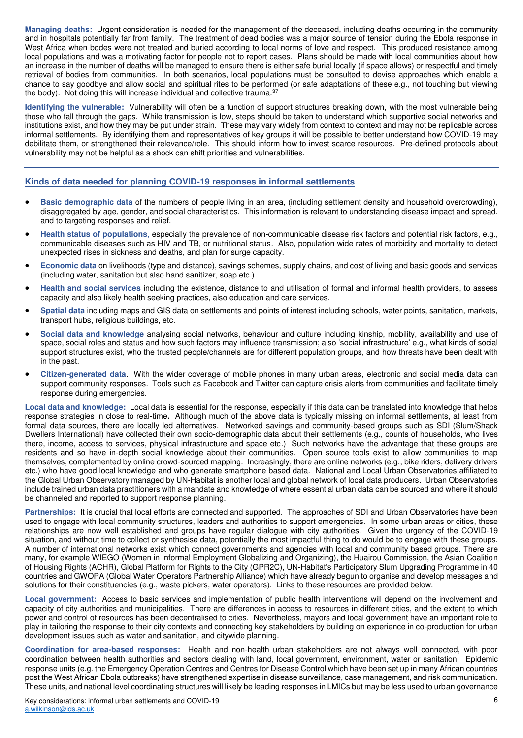**Managing deaths:** Urgent consideration is needed for the management of the deceased, including deaths occurring in the community and in hospitals potentially far from family. The treatment of dead bodies was a major source of tension during the Ebola response in West Africa when bodes were not treated and buried according to local norms of love and respect. This produced resistance among local populations and was a motivating factor for people not to report cases. Plans should be made with local communities about how an increase in the number of deaths will be managed to ensure there is either safe burial locally (if space allows) or respectful and timely retrieval of bodies from communities. In both scenarios, local populations must be consulted to devise approaches which enable a chance to say goodbye and allow social and spiritual rites to be performed (or safe adaptations of these e.g., not touching but viewing the body). Not doing this will increase individual and collective trauma.[37]

**Identifying the vulnerable:** Vulnerability will often be a function of support structures breaking down, with the most vulnerable being those who fall through the gaps. While transmission is low, steps should be taken to understand which supportive social networks and institutions exist, and how they may be put under strain. These may vary widely from context to context and may not be replicable across informal settlements. By identifying them and representatives of key groups it will be possible to better understand how COVID-19 may debilitate them, or strengthened their relevance/role. This should inform how to invest scarce resources. Pre-defined protocols about vulnerability may not be helpful as a shock can shift priorities and vulnerabilities.

## Kinds of data needed for planning COVID-19 responses in informal settlements

- **Basic demographic data** of the numbers of people living in an area, (including settlement density and household overcrowding), disaggregated by age, gender, and social characteristics. This information is relevant to understanding disease impact and spread, and to targeting responses and relief.
- **Health status of populations**, especially the prevalence of non-communicable disease risk factors and potential risk factors, e.g., communicable diseases such as HIV and TB, or nutritional status. Also, population wide rates of morbidity and mortality to detect unexpected rises in sickness and deaths, and plan for surge capacity.
- **Economic data** on livelihoods (type and distance), savings schemes, supply chains, and cost of living and basic goods and services (including water, sanitation but also hand sanitizer, soap etc.)
- **Health and social services** including the existence, distance to and utilisation of formal and informal health providers, to assess capacity and also likely health seeking practices, also education and care services.
- **Spatial data** including maps and GIS data on settlements and points of interest including schools, water points, sanitation, markets, transport hubs, religious buildings, etc.
- **Social data and knowledge** analysing social networks, behaviour and culture including kinship, mobility, availability and use of space, social roles and status and how such factors may influence transmission; also 'social infrastructure' e.g., what kinds of social support structures exist, who the trusted people/channels are for different population groups, and how threats have been dealt with in the past.
- **Citizen-generated data**. With the wider coverage of mobile phones in many urban areas, electronic and social media data can support community responses. Tools such as Facebook and Twitter can capture crisis alerts from communities and facilitate timely response during emergencies.

**Local data and knowledge:** Local data is essential for the response, especially if this data can be translated into knowledge that helps response strategies in close to real-time**.** Although much of the above data is typically missing on informal settlements, at least from formal data sources, there are locally led alternatives. Networked savings and community-based groups such as SDI (Slum/Shack Dwellers International) have collected their own socio-demographic data about their settlements (e.g., counts of households, who lives there, income, access to services, physical infrastructure and space etc.) Such networks have the advantage that these groups are residents and so have in-depth social knowledge about their communities. Open source tools exist to allow communities to map themselves, complemented by online crowd-sourced mapping. Increasingly, there are online networks (e.g., bike riders, delivery drivers etc.) who have good local knowledge and who generate smartphone based data. National and Local Urban Observatories affiliated to the Global Urban Observatory managed by UN-Habitat is another local and global network of local data producers. Urban Observatories include trained urban data practitioners with a mandate and knowledge of where essential urban data can be sourced and where it should be channeled and reported to support response planning.

**Partnerships:** It is crucial that local efforts are connected and supported. The approaches of SDI and Urban Observatories have been used to engage with local community structures, leaders and authorities to support emergencies. In some urban areas or cities, these relationships are now well established and groups have regular dialogue with city authorities. Given the urgency of the COVID-19 situation, and without time to collect or synthesise data, potentially the most impactful thing to do would be to engage with these groups. A number of international networks exist which connect governments and agencies with local and community based groups. There are many, for example WIEGO (Women in Informal Employment Globalizing and Organizing), the Huairou Commission, the Asian Coalition of Housing Rights (ACHR), Global Platform for Rights to the City (GPR2C), UN-Habitat's Participatory Slum Upgrading Programme in 40 countries and GWOPA (Global Water Operators Partnership Alliance) which have already begun to organise and develop messages and solutions for their constituencies (e.g., waste pickers, water operators). Links to these resources are provided below.

**Local government:** Access to basic services and implementation of public health interventions will depend on the involvement and capacity of city authorities and municipalities. There are differences in access to resources in different cities, and the extent to which power and control of resources has been decentralised to cities. Nevertheless, mayors and local government have an important role to play in tailoring the response to their city contexts and connecting key stakeholders by building on experience in co-production for urban development issues such as water and sanitation, and citywide planning.

**Coordination for area-based responses:** Health and non-health urban stakeholders are not always well connected, with poor coordination between health authorities and sectors dealing with land, local government, environment, water or sanitation. Epidemic response units (e.g. the Emergency Operation Centres and Centres for Disease Control which have been set up in many African countries post the West African Ebola outbreaks) have strengthened expertise in disease surveillance, case management, and risk communication. These units, and national level coordinating structures will likely be leading responses in LMICs but may be less used to urban governance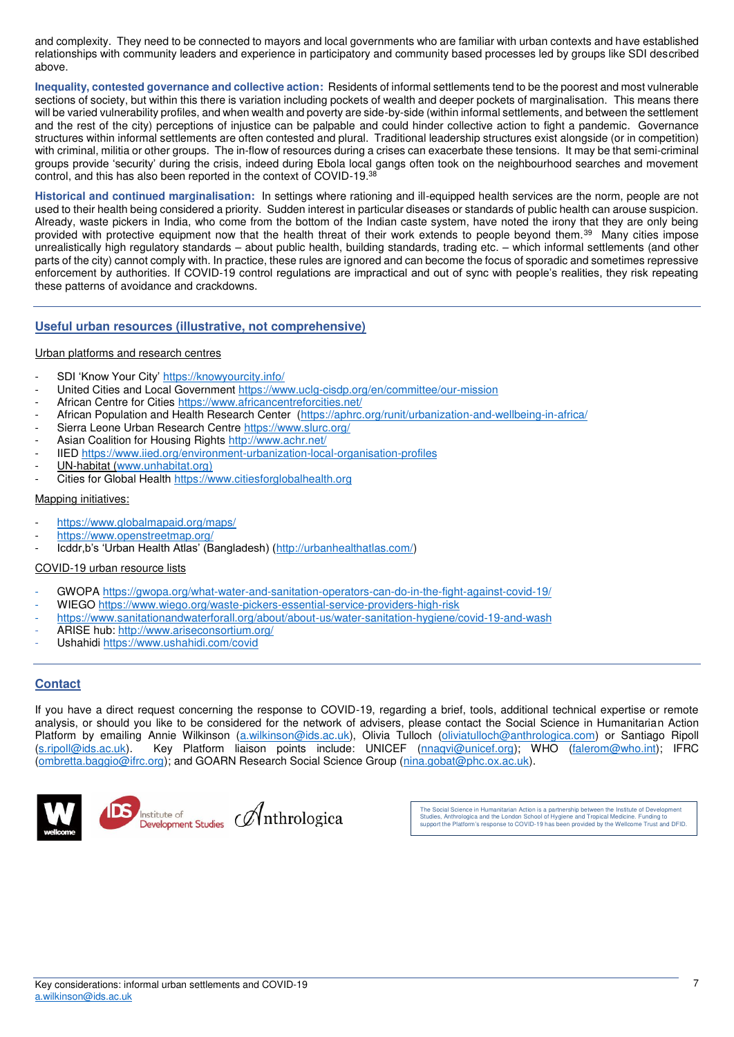and complexity. They need to be connected to mayors and local governments who are familiar with urban contexts and have established relationships with community leaders and experience in participatory and community based processes led by groups like SDI described above.

**Inequality, contested governance and collective action:** Residents of informal settlements tend to be the poorest and most vulnerable sections of society, but within this there is variation including pockets of wealth and deeper pockets of marginalisation. This means there will be varied vulnerability profiles, and when wealth and poverty are side-by-side (within informal settlements, and between the settlement and the rest of the city) perceptions of injustice can be palpable and could hinder collective action to fight a pandemic. Governance structures within informal settlements are often contested and plural. Traditional leadership structures exist alongside (or in competition) with criminal, militia or other groups. The in-flow of resources during a crises can exacerbate these tensions. It may be that semi-criminal groups provide 'security' during the crisis, indeed during Ebola local gangs often took on the neighbourhood searches and movement control, and this has also been reported in the context of COVID-19.[38]

**Historical and continued marginalisation:** In settings where rationing and ill-equipped health services are the norm, people are not used to their health being considered a priority. Sudden interest in particular diseases or standards of public health can arouse suspicion. Already, waste pickers in India, who come from the bottom of the Indian caste system, have noted the irony that they are only being provided with protective equipment now that the health threat of their work extends to people beyond them.[39] Many cities impose unrealistically high regulatory standards – about public health, building standards, trading etc. – which informal settlements (and other parts of the city) cannot comply with. In practice, these rules are ignored and can become the focus of sporadic and sometimes repressive enforcement by authorities. If COVID-19 control regulations are impractical and out of sync with people's realities, they risk repeating these patterns of avoidance and crackdowns.

## Useful urban resources (illustrative, not comprehensive)

Urban platforms and research centres

- SDI 'Know Your City' https://knowyourcity.info/
- United Cities and Local Government https://www.uclg-cisdp.org/en/committee/our-mission
- African Centre for Cities https://www.africancentreforcities.net/
- African Population and Health Research Center (https://aphrc.org/runit/urbanization-and-wellbeing-in-africa/
- Sierra Leone Urban Research Centre https://www.slurc.org/
- Asian Coalition for Housing Rights http://www.achr.net/
- IIED https://www.iied.org/environment-urbanization-local-organisation-profiles
- UN-habitat (www.unhabitat.org)
- Cities for Global Health https://www.citiesforglobalhealth.org

Mapping initiatives:

- https://www.globalmapaid.org/maps/
- https://www.openstreetmap.org/
- Icddr,b's 'Urban Health Atlas' (Bangladesh) (http://urbanhealthatlas.com/)

COVID-19 urban resource lists

- GWOPA https://gwopa.org/what-water-and-sanitation-operators-can-do-in-the-fight-against-covid-19/
- WIEGO https://www.wiego.org/waste-pickers-essential-service-providers-high-risk
- https://www.sanitationandwaterforall.org/about/about-us/water-sanitation-hygiene/covid-19-and-wash
- ARISE hub: http://www.ariseconsortium.org/
- Ushahidi https://www.ushahidi.com/covid

## Contact

If you have a direct request concerning the response to COVID-19, regarding a brief, tools, additional technical expertise or remote analysis, or should you like to be considered for the network of advisers, please contact the Social Science in Humanitarian Action Platform by emailing Annie Wilkinson (a.wilkinson@ids.ac.uk), Olivia Tulloch (oliviatulloch@anthrologica.com) or Santiago Ripoll (s.ripoll@ids.ac.uk). Key Platform liaison points include: UNICEF (nnaqvi@unicef.org); WHO (falerom@who.int); IFRC (ombretta.baggio@ifrc.org); and GOARN Research Social Science Group (nina.gobat@phc.ox.ac.uk).

The Social Science in Humanitarian Action is a partnership between the Institute of Development Studies, Anthrologica and the London School of Hygiene and Tropical Medicine. Funding to support the Platform's response to COVID-19 has been provided by the Wellcome Trust and DFID.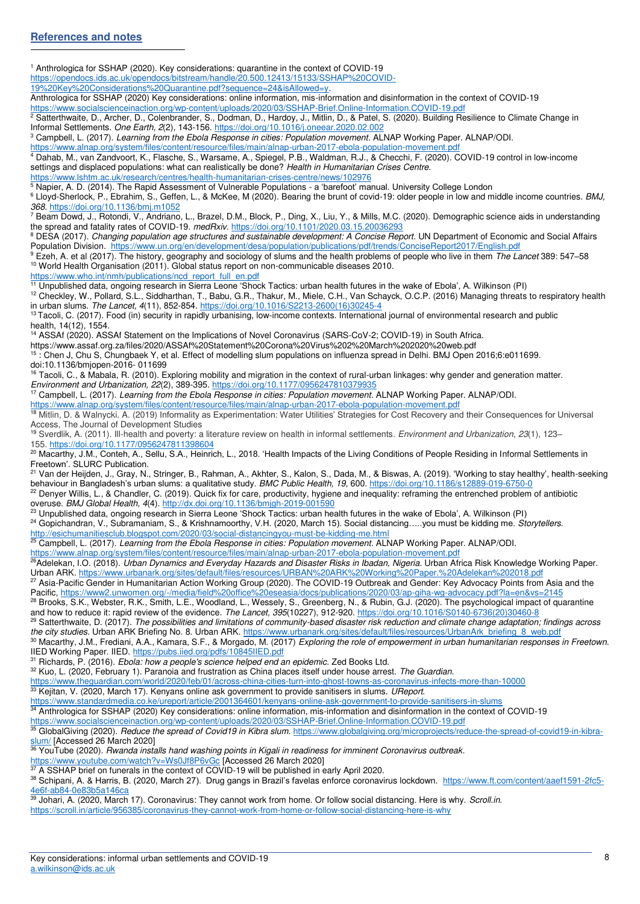## References and notes

[1] Anthrologica for SSHAP (2020). Key considerations: quarantine in the context of COVID-19 https://opendocs.ids.ac.uk/opendocs/bitstream/handle/20.500.12413/15133/SSHAP%20COVID-19%20Key%20Considerations%20Quarantine.pdf?sequence=24&isAllowed=y.
Anthrologica for SSHAP (2020) Key considerations: online information, mis-information and disinformation in the context of COVID-19 https://www.socialscienceinaction.org/wp-content/uploads/2020/03/SSHAP-Brief.Online-Information.COVID-19.pdf

[2] Satterthwaite, D., Archer, D., Colenbrander, S., Dodman, D., Hardoy, J., Mitlin, D., & Patel, S. (2020). Building Resilience to Climate Change in Informal Settlements. *One Earth, 2*(2), 143-156. https://doi.org/10.1016/j.oneear.2020.02.002

[3] Campbell, L. (2017). *Learning from the Ebola Response in cities: Population movement*. ALNAP Working Paper. ALNAP/ODI. https://www.alnap.org/system/files/content/resource/files/main/alnap-urban-2017-ebola-population-movement.pdf

[4] Dahab, M., van Zandvoort, K., Flasche, S., Warsame, A., Spiegel, P.B., Waldman, R.J., & Checchi, F. (2020). COVID-19 control in low-income settings and displaced populations: what can realistically be done? *Health in Humanitarian Crises Centre*. https://www.lshtm.ac.uk/research/centres/health-humanitarian-crises-centre/news/102976

[5] Napier, A. D. (2014). The Rapid Assessment of Vulnerable Populations - a 'barefoot' manual. University College London

[6] Lloyd-Sherlock, P., Ebrahim, S., Geffen, L., & McKee, M (2020). Bearing the brunt of covid-19: older people in low and middle income countries. *BMJ, 368*. https://doi.org/10.1136/bmj.m1052

[7] Beam Dowd, J., Rotondi, V., Andriano, L., Brazel, D.M., Block, P., Ding, X., Liu, Y., & Mills, M.C. (2020). Demographic science aids in understanding the spread and fatality rates of COVID-19. *medRxiv*. https://doi.org/10.1101/2020.03.15.20036293

[8] DESA (2017). *Changing population age structures and sustainable development: A Concise Report*. UN Department of Economic and Social Affairs Population Division. https://www.un.org/en/development/desa/population/publications/pdf/trends/ConciseReport2017/English.pdf

[9] Ezeh, A. et al (2017). The history, geography and sociology of slums and the health problems of people who live in them *The Lancet* 389: 547–58

[10] World Health Organisation (2011). Global status report on non-communicable diseases 2010. https://www.who.int/nmh/publications/ncd_report_full_en.pdf

[11] Unpublished data, ongoing research in Sierra Leone 'Shock Tactics: urban health futures in the wake of Ebola', A. Wilkinson (PI)

[12] Checkley, W., Pollard, S.L., Siddharthan, T., Babu, G.R., Thakur, M., Miele, C.H., Van Schayck, O.C.P. (2016) Managing threats to respiratory health in urban slums. *The Lancet, 4*(11), 852-854. https://doi.org/10.1016/S2213-2600(16)30245-4

[13] Tacoli, C. (2017). Food (in) security in rapidly urbanising, low-income contexts. International journal of environmental research and public health, 14(12), 1554.

[14] ASSAf (2020). ASSAf Statement on the Implications of Novel Coronavirus (SARS-CoV-2; COVID-19) in South Africa. https://www.assaf.org.za/files/2020/ASSAf%20Statement%20Corona%20Virus%202%20March%202020%20web.pdf

[15] : Chen J, Chu S, Chungbaek Y, et al. Effect of modelling slum populations on influenza spread in Delhi. BMJ Open 2016;6:e011699. doi:10.1136/bmjopen-2016- 011699

[16] Tacoli, C., & Mabala, R. (2010). Exploring mobility and migration in the context of rural-urban linkages: why gender and generation matter. *Environment and Urbanization, 22*(2), 389-395. https://doi.org/10.1177/0956247810379935

[17] Campbell, L. (2017). *Learning from the Ebola Response in cities: Population movement*. ALNAP Working Paper. ALNAP/ODI. https://www.alnap.org/system/files/content/resource/files/main/alnap-urban-2017-ebola-population-movement.pdf

[18] Mitlin, D. & Walnycki. A. (2019) Informality as Experimentation: Water Utilities' Strategies for Cost Recovery and their Consequences for Universal Access, The Journal of Development Studies

[19] Sverdlik, A. (2011). Ill-health and poverty: a literature review on health in informal settlements. *Environment and Urbanization, 23*(1), 123–155. https://doi.org/10.1177/0956247811398604

[20] Macarthy, J.M., Conteh, A., Sellu, S.A., Heinrich, L., 2018. 'Health Impacts of the Living Conditions of People Residing in Informal Settlements in Freetown'. SLURC Publication.

[21] Van der Heijden, J., Gray, N., Stringer, B., Rahman, A., Akhter, S., Kalon, S., Dada, M., & Biswas, A. (2019). 'Working to stay healthy', health-seeking behaviour in Bangladesh's urban slums: a qualitative study. *BMC Public Health, 19*, 600. https://doi.org/10.1186/s12889-019-6750-0

[22] Denyer Willis, L., & Chandler, C. (2019). Quick fix for care, productivity, hygiene and inequality: reframing the entrenched problem of antibiotic overuse. *BMJ Global Health, 4*(4). http://dx.doi.org/10.1136/bmjgh-2019-001590

[23] Unpublished data, ongoing research in Sierra Leone 'Shock Tactics: urban health futures in the wake of Ebola', A. Wilkinson (PI)

[24] Gopichandran, V., Subramaniam, S., & Krishnamoorthy, V.H. (2020, March 15). Social distancing…..you must be kidding me. *Storytellers*. http://esichumanitiesclub.blogspot.com/2020/03/social-distancingyou-must-be-kidding-me.html

[25] Campbell, L. (2017). *Learning from the Ebola Response in cities: Population movement*. ALNAP Working Paper. ALNAP/ODI. https://www.alnap.org/system/files/content/resource/files/main/alnap-urban-2017-ebola-population-movement.pdf

[26] Adelekan, I.O. (2018). *Urban Dynamics and Everyday Hazards and Disaster Risks in Ibadan, Nigeria*. Urban Africa Risk Knowledge Working Paper. Urban ARK. https://www.urbanark.org/sites/default/files/resources/URBAN%20ARK%20Working%20Paper.%20Adelekan%202018.pdf

[27] Asia-Pacific Gender in Humanitarian Action Working Group (2020). The COVID-19 Outbreak and Gender: Key Advocacy Points from Asia and the Pacific, https://www2.unwomen.org/-/media/field%20office%20eseasia/docs/publications/2020/03/ap-giha-wg-advocacy.pdf?la=en&vs=2145

[28] Brooks, S.K., Webster, R.K., Smith, L.E., Woodland, L., Wessely, S., Greenberg, N., & Rubin, G.J. (2020). The psychological impact of quarantine and how to reduce it: rapid review of the evidence. *The Lancet, 395*(10227), 912-920. https://doi.org/10.1016/S0140-6736(20)30460-8

[29] Satterthwaite, D. (2017). *The possibilities and limitations of community-based disaster risk reduction and climate change adaptation; findings across the city studies*. Urban ARK Briefing No. 8. Urban ARK. https://www.urbanark.org/sites/default/files/resources/UrbanArk_briefing_8_web.pdf

[30] Macarthy, J.M., Frediani, A.A., Kamara, S.F., & Morgado, M. (2017) *Exploring the role of empowerment in urban humanitarian responses in Freetown*. IIED Working Paper. IIED. https://pubs.iied.org/pdfs/10845IIED.pdf

[31] Richards, P. (2016). *Ebola: how a people's science helped end an epidemic*. Zed Books Ltd.

[32] Kuo, L. (2020, February 1). Paranoia and frustration as China places itself under house arrest. *The Guardian*. https://www.theguardian.com/world/2020/feb/01/across-china-cities-turn-into-ghost-towns-as-coronavirus-infects-more-than-10000

[33] Kejitan, V. (2020, March 17). Kenyans online ask government to provide sanitisers in slums. *UReport*. https://www.standardmedia.co.ke/ureport/article/2001364601/kenyans-online-ask-government-to-provide-sanitisers-in-slums

[34] Anthrologica for SSHAP (2020) Key considerations: online information, mis-information and disinformation in the context of COVID-19 https://www.socialscienceinaction.org/wp-content/uploads/2020/03/SSHAP-Brief.Online-Information.COVID-19.pdf

[35] GlobalGiving (2020). *Reduce the spread of Covid19 in Kibra slum*. https://www.globalgiving.org/microprojects/reduce-the-spread-of-covid19-in-kibra-slum/ [Accessed 26 March 2020]

[36] YouTube (2020). *Rwanda installs hand washing points in Kigali in readiness for imminent Coronavirus outbreak*. https://www.youtube.com/watch?v=Ws0Jf8P6vGc [Accessed 26 March 2020]

[37] A SSHAP brief on funerals in the context of COVID-19 will be published in early April 2020.

[38] Schipani, A. & Harris, B. (2020, March 27). Drug gangs in Brazil's favelas enforce coronavirus lockdown. https://www.ft.com/content/aaef1591-2fc5-4e6f-ab84-0e83b5a146ca

[39] Johari, A. (2020, March 17). Coronavirus: They cannot work from home. Or follow social distancing. Here is why. *Scroll.in*. https://scroll.in/article/956385/coronavirus-they-cannot-work-from-home-or-follow-social-distancing-here-is-why